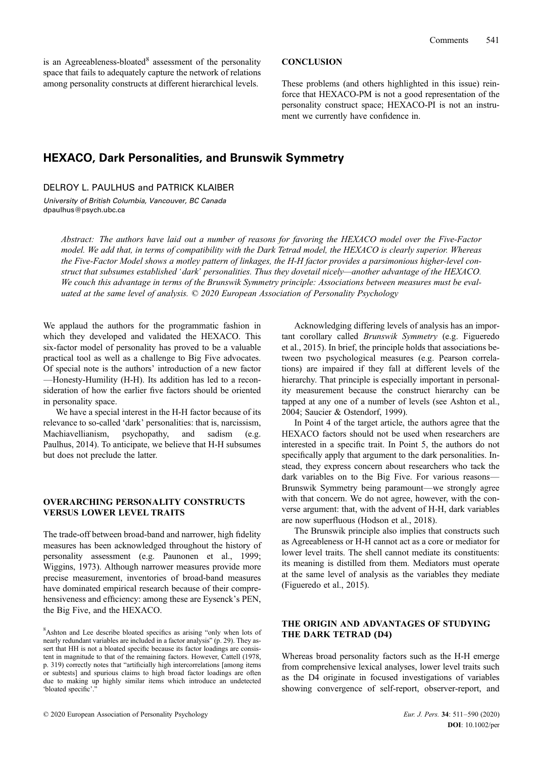is an Agreeableness-bloated[8] assessment of the personality space that fails to adequately capture the network of relations among personality constructs at different hierarchical levels.

## CONCLUSION

These problems (and others highlighted in this issue) reinforce that HEXACO-PM is not a good representation of the personality construct space; HEXACO-PI is not an instrument we currently have confidence in.

[8]Ashton and Lee describe bloated specifics as arising "only when lots of nearly redundant variables are included in a factor analysis" (p. 29). They assert that HH is not a bloated specific because its factor loadings are consistent in magnitude to that of the remaining factors. However, Cattell (1978, p. 319) correctly notes that "artificially high intercorrelations [among items or subtests] and spurious claims to high broad factor loadings are often due to making up highly similar items which introduce an undetected 'bloated specific'."

# HEXACO, Dark Personalities, and Brunswik Symmetry

DELROY L. PAULHUS and PATRICK KLAIBER

*University of British Columbia, Vancouver, BC Canada*
*dpaulhus@psych.ubc.ca*

*Abstract: The authors have laid out a number of reasons for favoring the HEXACO model over the Five-Factor model. We add that, in terms of compatibility with the Dark Tetrad model, the HEXACO is clearly superior. Whereas the Five-Factor Model shows a motley pattern of linkages, the H-H factor provides a parsimonious higher-level construct that subsumes established 'dark' personalities. Thus they dovetail nicely—another advantage of the HEXACO. We couch this advantage in terms of the Brunswik Symmetry principle: Associations between measures must be evaluated at the same level of analysis. © 2020 European Association of Personality Psychology*

We applaud the authors for the programmatic fashion in which they developed and validated the HEXACO. This six-factor model of personality has proved to be a valuable practical tool as well as a challenge to Big Five advocates. Of special note is the authors' introduction of a new factor —Honesty-Humility (H-H). Its addition has led to a reconsideration of how the earlier five factors should be oriented in personality space.

We have a special interest in the H-H factor because of its relevance to so-called 'dark' personalities: that is, narcissism, Machiavellianism, psychopathy, and sadism (e.g. Paulhus, 2014). To anticipate, we believe that H-H subsumes but does not preclude the latter.

## OVERARCHING PERSONALITY CONSTRUCTS VERSUS LOWER LEVEL TRAITS

The trade-off between broad-band and narrower, high fidelity measures has been acknowledged throughout the history of personality assessment (e.g. Paunonen et al., 1999; Wiggins, 1973). Although narrower measures provide more precise measurement, inventories of broad-band measures have dominated empirical research because of their comprehensiveness and efficiency: among these are Eysenck's PEN, the Big Five, and the HEXACO.

Acknowledging differing levels of analysis has an important corollary called *Brunswik Symmetry* (e.g. Figueredo et al., 2015). In brief, the principle holds that associations between two psychological measures (e.g. Pearson correlations) are impaired if they fall at different levels of the hierarchy. That principle is especially important in personality measurement because the construct hierarchy can be tapped at any one of a number of levels (see Ashton et al., 2004; Saucier & Ostendorf, 1999).

In Point 4 of the target article, the authors agree that the HEXACO factors should not be used when researchers are interested in a specific trait. In Point 5, the authors do not specifically apply that argument to the dark personalities. Instead, they express concern about researchers who tack the dark variables on to the Big Five. For various reasons—Brunswik Symmetry being paramount—we strongly agree with that concern. We do not agree, however, with the converse argument: that, with the advent of H-H, dark variables are now superfluous (Hodson et al., 2018).

The Brunswik principle also implies that constructs such as Agreeableness or H-H cannot act as a core or mediator for lower level traits. The shell cannot mediate its constituents: its meaning is distilled from them. Mediators must operate at the same level of analysis as the variables they mediate (Figueredo et al., 2015).

## THE ORIGIN AND ADVANTAGES OF STUDYING THE DARK TETRAD (D4)

Whereas broad personality factors such as the H-H emerge from comprehensive lexical analyses, lower level traits such as the D4 originate in focused investigations of variables showing convergence of self-report, observer-report, and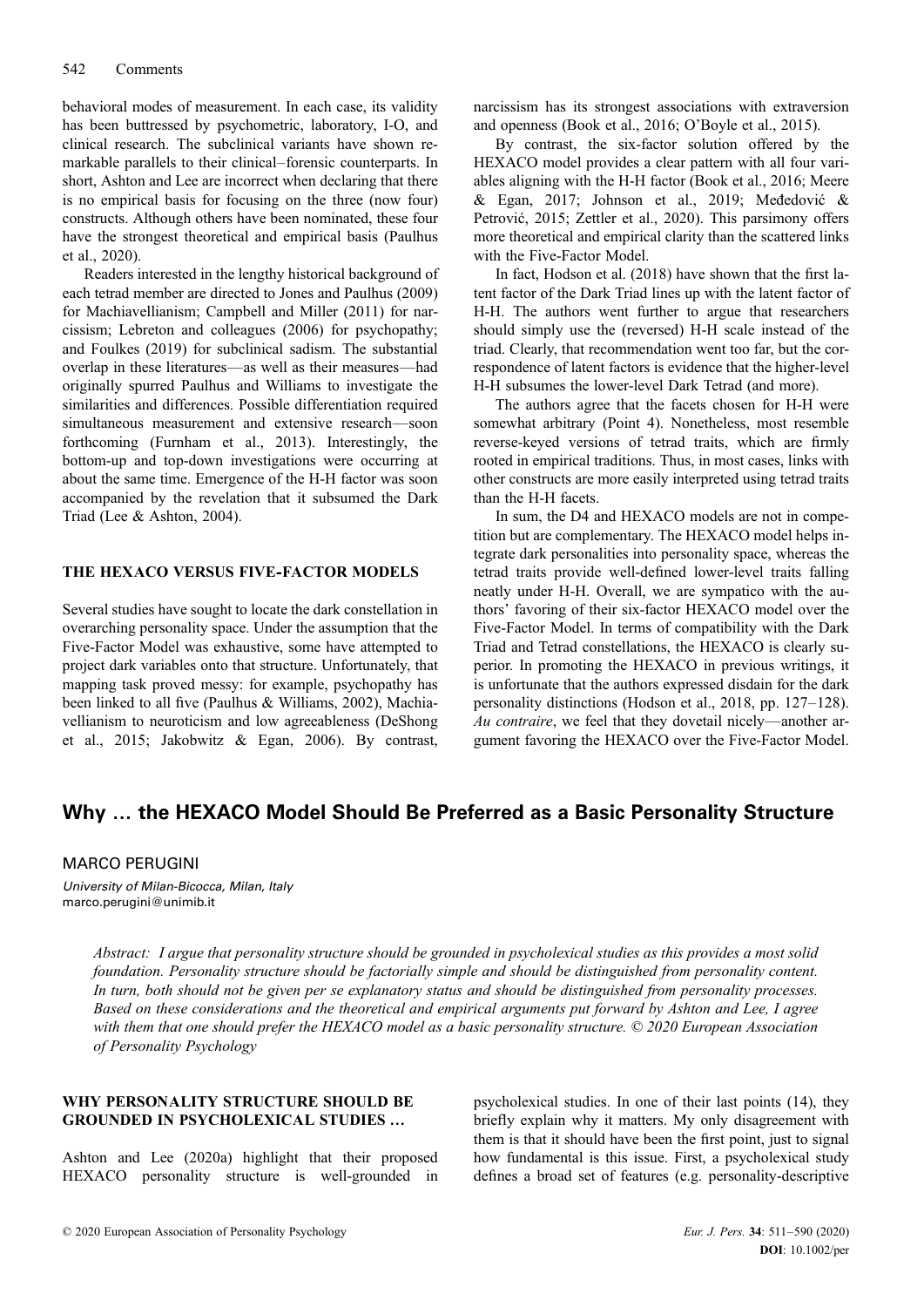behavioral modes of measurement. In each case, its validity has been buttressed by psychometric, laboratory, I-O, and clinical research. The subclinical variants have shown remarkable parallels to their clinical–forensic counterparts. In short, Ashton and Lee are incorrect when declaring that there is no empirical basis for focusing on the three (now four) constructs. Although others have been nominated, these four have the strongest theoretical and empirical basis (Paulhus et al., 2020).

Readers interested in the lengthy historical background of each tetrad member are directed to Jones and Paulhus (2009) for Machiavellianism; Campbell and Miller (2011) for narcissism; Lebreton and colleagues (2006) for psychopathy; and Foulkes (2019) for subclinical sadism. The substantial overlap in these literatures—as well as their measures—had originally spurred Paulhus and Williams to investigate the similarities and differences. Possible differentiation required simultaneous measurement and extensive research—soon forthcoming (Furnham et al., 2013). Interestingly, the bottom-up and top-down investigations were occurring at about the same time. Emergence of the H-H factor was soon accompanied by the revelation that it subsumed the Dark Triad (Lee & Ashton, 2004).

### THE HEXACO VERSUS FIVE-FACTOR MODELS

Several studies have sought to locate the dark constellation in overarching personality space. Under the assumption that the Five-Factor Model was exhaustive, some have attempted to project dark variables onto that structure. Unfortunately, that mapping task proved messy: for example, psychopathy has been linked to all five (Paulhus & Williams, 2002), Machiavellianism to neuroticism and low agreeableness (DeShong et al., 2015; Jakobwitz & Egan, 2006). By contrast, narcissism has its strongest associations with extraversion and openness (Book et al., 2016; O'Boyle et al., 2015).

By contrast, the six-factor solution offered by the HEXACO model provides a clear pattern with all four variables aligning with the H-H factor (Book et al., 2016; Meere & Egan, 2017; Johnson et al., 2019; Međedović & Petrović, 2015; Zettler et al., 2020). This parsimony offers more theoretical and empirical clarity than the scattered links with the Five-Factor Model.

In fact, Hodson et al. (2018) have shown that the first latent factor of the Dark Triad lines up with the latent factor of H-H. The authors went further to argue that researchers should simply use the (reversed) H-H scale instead of the triad. Clearly, that recommendation went too far, but the correspondence of latent factors is evidence that the higher-level H-H subsumes the lower-level Dark Tetrad (and more).

The authors agree that the facets chosen for H-H were somewhat arbitrary (Point 4). Nonetheless, most resemble reverse-keyed versions of tetrad traits, which are firmly rooted in empirical traditions. Thus, in most cases, links with other constructs are more easily interpreted using tetrad traits than the H-H facets.

The D4 and HEXACO models are not in competition but are complementary. The HEXACO model helps integrate dark personalities into personality space, whereas the tetrad traits provide well-defined lower-level traits falling neatly under H-H. Overall, we are sympatico with the authors' favoring of their six-factor HEXACO model over the Five-Factor Model. In terms of compatibility with the Dark Triad and Tetrad constellations, the HEXACO is clearly superior. In promoting the HEXACO in previous writings, it is unfortunate that the authors expressed disdain for the dark personality distinctions (Hodson et al., 2018, pp. 127–128). *Au contraire*, we feel that they dovetail nicely—another argument favoring the HEXACO over the Five-Factor Model.

## Why … the HEXACO Model Should Be Preferred as a Basic Personality Structure

MARCO PERUGINI

*University of Milan-Bicocca, Milan, Italy*
marco.perugini@unimib.it

*Abstract: I argue that personality structure should be grounded in psycholexical studies as this provides a most solid foundation. Personality structure should be factorially simple and should be distinguished from personality content. In turn, both should not be given per se explanatory status and should be distinguished from personality processes. Based on these considerations and the theoretical and empirical arguments put forward by Ashton and Lee, I agree with them that one should prefer the HEXACO model as a basic personality structure. © 2020 European Association of Personality Psychology*

### WHY PERSONALITY STRUCTURE SHOULD BE GROUNDED IN PSYCHOLEXICAL STUDIES …

Ashton and Lee (2020a) highlight that their proposed HEXACO personality structure is well-grounded in psycholexical studies. In one of their last points (14), they briefly explain why it matters. My only disagreement with them is that it should have been the first point, just to signal how fundamental is this issue. First, a psycholexical study defines a broad set of features (e.g. personality-descriptive